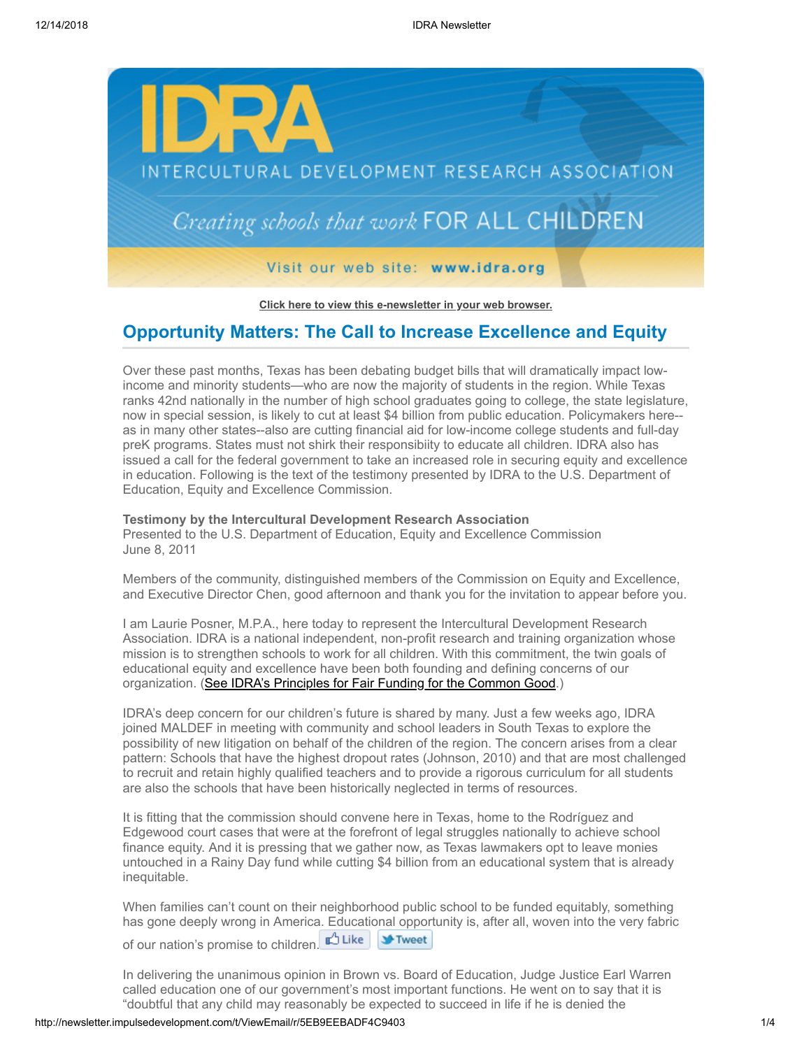**Click here to view this e-newsletter in your web browser.**

## Opportunity Matters: The Call to Increase Excellence and Equity

Over these past months, Texas has been debating budget bills that will dramatically impact low-income and minority students—who are now the majority of students in the region. While Texas ranks 42nd nationally in the number of high school graduates going to college, the state legislature, now in special session, is likely to cut at least $4 billion from public education. Policymakers here--as in many other states--also are cutting financial aid for low-income college students and full-day preK programs. States must not shirk their responsibiity to educate all children. IDRA also has issued a call for the federal government to take an increased role in securing equity and excellence in education. Following is the text of the testimony presented by IDRA to the U.S. Department of Education, Equity and Excellence Commission.

**Testimony by the Intercultural Development Research Association**
Presented to the U.S. Department of Education, Equity and Excellence Commission
June 8, 2011

Members of the community, distinguished members of the Commission on Equity and Excellence, and Executive Director Chen, good afternoon and thank you for the invitation to appear before you.

I am Laurie Posner, M.P.A., here today to represent the Intercultural Development Research Association. IDRA is a national independent, non-profit research and training organization whose mission is to strengthen schools to work for all children. With this commitment, the twin goals of educational equity and excellence have been both founding and defining concerns of our organization. (See IDRA's Principles for Fair Funding for the Common Good.)

IDRA's deep concern for our children's future is shared by many. Just a few weeks ago, IDRA joined MALDEF in meeting with community and school leaders in South Texas to explore the possibility of new litigation on behalf of the children of the region. The concern arises from a clear pattern: Schools that have the highest dropout rates (Johnson, 2010) and that are most challenged to recruit and retain highly qualified teachers and to provide a rigorous curriculum for all students are also the schools that have been historically neglected in terms of resources.

It is fitting that the commission should convene here in Texas, home to the Rodríguez and Edgewood court cases that were at the forefront of legal struggles nationally to achieve school finance equity. And it is pressing that we gather now, as Texas lawmakers opt to leave monies untouched in a Rainy Day fund while cutting $4 billion from an educational system that is already inequitable.

When families can't count on their neighborhood public school to be funded equitably, something has gone deeply wrong in America. Educational opportunity is, after all, woven into the very fabric of our nation's promise to children.

In delivering the unanimous opinion in Brown vs. Board of Education, Judge Justice Earl Warren called education one of our government's most important functions. He went on to say that it is "doubtful that any child may reasonably be expected to succeed in life if he is denied the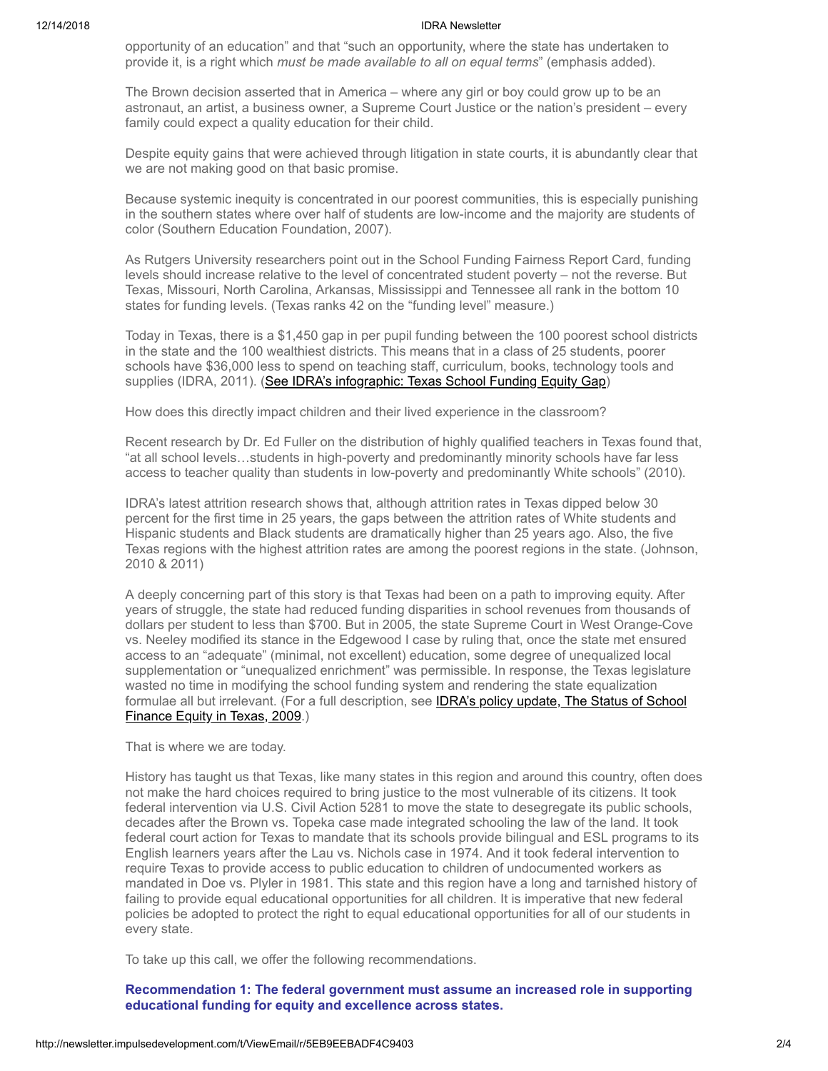opportunity of an education" and that "such an opportunity, where the state has undertaken to provide it, is a right which *must be made available to all on equal terms*" (emphasis added).

The Brown decision asserted that in America – where any girl or boy could grow up to be an astronaut, an artist, a business owner, a Supreme Court Justice or the nation's president – every family could expect a quality education for their child.

Despite equity gains that were achieved through litigation in state courts, it is abundantly clear that we are not making good on that basic promise.

Because systemic inequity is concentrated in our poorest communities, this is especially punishing in the southern states where over half of students are low-income and the majority are students of color (Southern Education Foundation, 2007).

As Rutgers University researchers point out in the School Funding Fairness Report Card, funding levels should increase relative to the level of concentrated student poverty – not the reverse. But Texas, Missouri, North Carolina, Arkansas, Mississippi and Tennessee all rank in the bottom 10 states for funding levels. (Texas ranks 42 on the "funding level" measure.)

Today in Texas, there is a $1,450 gap in per pupil funding between the 100 poorest school districts in the state and the 100 wealthiest districts. This means that in a class of 25 students, poorer schools have $36,000 less to spend on teaching staff, curriculum, books, technology tools and supplies (IDRA, 2011). (See IDRA's infographic: Texas School Funding Equity Gap)

How does this directly impact children and their lived experience in the classroom?

Recent research by Dr. Ed Fuller on the distribution of highly qualified teachers in Texas found that, "at all school levels…students in high-poverty and predominantly minority schools have far less access to teacher quality than students in low-poverty and predominantly White schools" (2010).

IDRA's latest attrition research shows that, although attrition rates in Texas dipped below 30 percent for the first time in 25 years, the gaps between the attrition rates of White students and Hispanic students and Black students are dramatically higher than 25 years ago. Also, the five Texas regions with the highest attrition rates are among the poorest regions in the state. (Johnson, 2010 & 2011)

A deeply concerning part of this story is that Texas had been on a path to improving equity. After years of struggle, the state had reduced funding disparities in school revenues from thousands of dollars per student to less than $700. But in 2005, the state Supreme Court in West Orange-Cove vs. Neeley modified its stance in the Edgewood I case by ruling that, once the state met ensured access to an "adequate" (minimal, not excellent) education, some degree of unequalized local supplementation or "unequalized enrichment" was permissible. In response, the Texas legislature wasted no time in modifying the school funding system and rendering the state equalization formulae all but irrelevant. (For a full description, see IDRA's policy update, The Status of School Finance Equity in Texas, 2009.)

That is where we are today.

History has taught us that Texas, like many states in this region and around this country, often does not make the hard choices required to bring justice to the most vulnerable of its citizens. It took federal intervention via U.S. Civil Action 5281 to move the state to desegregate its public schools, decades after the Brown vs. Topeka case made integrated schooling the law of the land. It took federal court action for Texas to mandate that its schools provide bilingual and ESL programs to its English learners years after the Lau vs. Nichols case in 1974. And it took federal intervention to require Texas to provide access to public education to children of undocumented workers as mandated in Doe vs. Plyler in 1981. This state and this region have a long and tarnished history of failing to provide equal educational opportunities for all children. It is imperative that new federal policies be adopted to protect the right to equal educational opportunities for all of our students in every state.

To take up this call, we offer the following recommendations.

**Recommendation 1: The federal government must assume an increased role in supporting educational funding for equity and excellence across states.**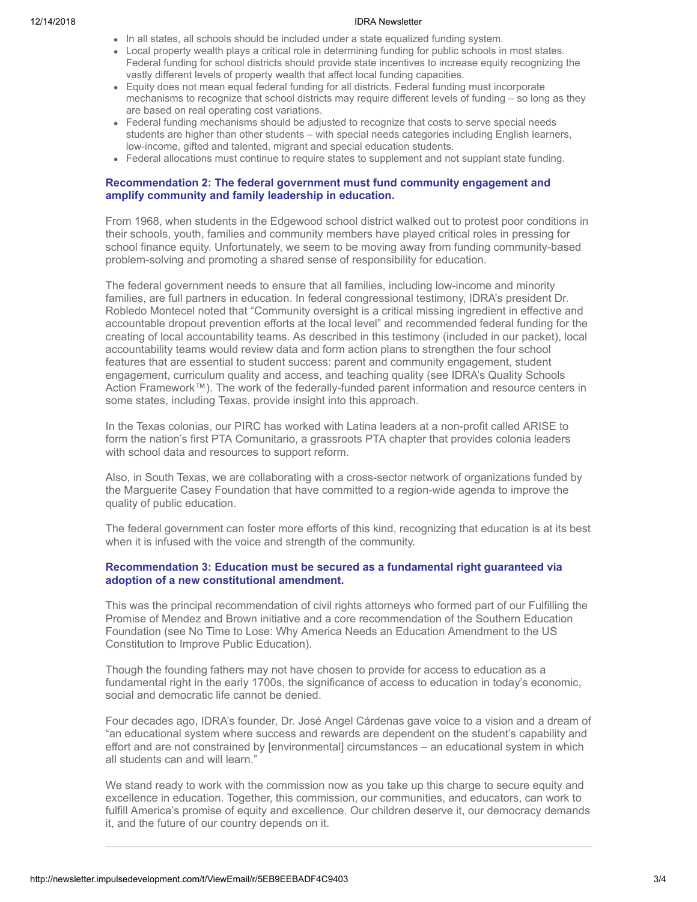- In all states, all schools should be included under a state equalized funding system.
- Local property wealth plays a critical role in determining funding for public schools in most states. Federal funding for school districts should provide state incentives to increase equity recognizing the vastly different levels of property wealth that affect local funding capacities.
- Equity does not mean equal federal funding for all districts. Federal funding must incorporate mechanisms to recognize that school districts may require different levels of funding – so long as they are based on real operating cost variations.
- Federal funding mechanisms should be adjusted to recognize that costs to serve special needs students are higher than other students – with special needs categories including English learners, low-income, gifted and talented, migrant and special education students.
- Federal allocations must continue to require states to supplement and not supplant state funding.

### Recommendation 2: The federal government must fund community engagement and amplify community and family leadership in education.

From 1968, when students in the Edgewood school district walked out to protest poor conditions in their schools, youth, families and community members have played critical roles in pressing for school finance equity. Unfortunately, we seem to be moving away from funding community-based problem-solving and promoting a shared sense of responsibility for education.

The federal government needs to ensure that all families, including low-income and minority families, are full partners in education. In federal congressional testimony, IDRA's president Dr. Robledo Montecel noted that "Community oversight is a critical missing ingredient in effective and accountable dropout prevention efforts at the local level" and recommended federal funding for the creating of local accountability teams. As described in this testimony (included in our packet), local accountability teams would review data and form action plans to strengthen the four school features that are essential to student success: parent and community engagement, student engagement, curriculum quality and access, and teaching quality (see IDRA's Quality Schools Action Framework™). The work of the federally-funded parent information and resource centers in some states, including Texas, provide insight into this approach.

In the Texas colonias, our PIRC has worked with Latina leaders at a non-profit called ARISE to form the nation's first PTA Comunitario, a grassroots PTA chapter that provides colonia leaders with school data and resources to support reform.

Also, in South Texas, we are collaborating with a cross-sector network of organizations funded by the Marguerite Casey Foundation that have committed to a region-wide agenda to improve the quality of public education.

The federal government can foster more efforts of this kind, recognizing that education is at its best when it is infused with the voice and strength of the community.

### Recommendation 3: Education must be secured as a fundamental right guaranteed via adoption of a new constitutional amendment.

This was the principal recommendation of civil rights attorneys who formed part of our Fulfilling the Promise of Mendez and Brown initiative and a core recommendation of the Southern Education Foundation (see No Time to Lose: Why America Needs an Education Amendment to the US Constitution to Improve Public Education).

Though the founding fathers may not have chosen to provide for access to education as a fundamental right in the early 1700s, the significance of access to education in today's economic, social and democratic life cannot be denied.

Four decades ago, IDRA's founder, Dr. José Angel Cárdenas gave voice to a vision and a dream of "an educational system where success and rewards are dependent on the student's capability and effort and are not constrained by [environmental] circumstances – an educational system in which all students can and will learn."

We stand ready to work with the commission now as you take up this charge to secure equity and excellence in education. Together, this commission, our communities, and educators, can work to fulfill America's promise of equity and excellence. Our children deserve it, our democracy demands it, and the future of our country depends on it.

---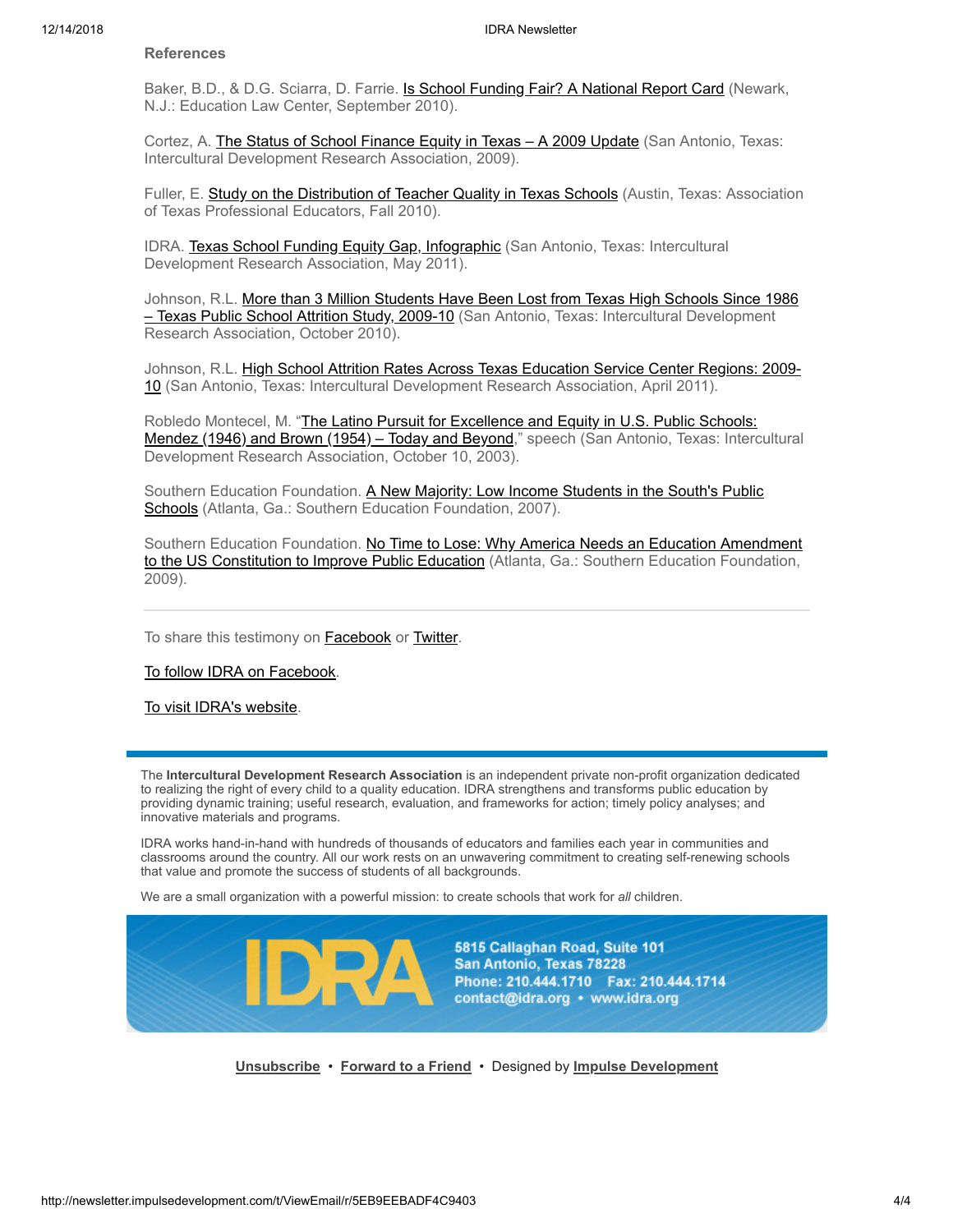## References

Baker, B.D., & D.G. Sciarra, D. Farrie. Is School Funding Fair? A National Report Card (Newark, N.J.: Education Law Center, September 2010).

Cortez, A. The Status of School Finance Equity in Texas – A 2009 Update (San Antonio, Texas: Intercultural Development Research Association, 2009).

Fuller, E. Study on the Distribution of Teacher Quality in Texas Schools (Austin, Texas: Association of Texas Professional Educators, Fall 2010).

IDRA. Texas School Funding Equity Gap, Infographic (San Antonio, Texas: Intercultural Development Research Association, May 2011).

Johnson, R.L. More than 3 Million Students Have Been Lost from Texas High Schools Since 1986 – Texas Public School Attrition Study, 2009-10 (San Antonio, Texas: Intercultural Development Research Association, October 2010).

Johnson, R.L. High School Attrition Rates Across Texas Education Service Center Regions: 2009-10 (San Antonio, Texas: Intercultural Development Research Association, April 2011).

Robledo Montecel, M. "The Latino Pursuit for Excellence and Equity in U.S. Public Schools: Mendez (1946) and Brown (1954) – Today and Beyond," speech (San Antonio, Texas: Intercultural Development Research Association, October 10, 2003).

Southern Education Foundation. A New Majority: Low Income Students in the South's Public Schools (Atlanta, Ga.: Southern Education Foundation, 2007).

Southern Education Foundation. No Time to Lose: Why America Needs an Education Amendment to the US Constitution to Improve Public Education (Atlanta, Ga.: Southern Education Foundation, 2009).

---

To share this testimony on Facebook or Twitter.

To follow IDRA on Facebook.

To visit IDRA's website.

The **Intercultural Development Research Association** is an independent private non-profit organization dedicated to realizing the right of every child to a quality education. IDRA strengthens and transforms public education by providing dynamic training; useful research, evaluation, and frameworks for action; timely policy analyses; and innovative materials and programs.

IDRA works hand-in-hand with hundreds of thousands of educators and families each year in communities and classrooms around the country. All our work rests on an unwavering commitment to creating self-renewing schools that value and promote the success of students of all backgrounds.

We are a small organization with a powerful mission: to create schools that work for *all* children.

IDRA

5815 Callaghan Road, Suite 101
San Antonio, Texas 78228
Phone: 210.444.1710 Fax: 210.444.1714
contact@idra.org • www.idra.org

Unsubscribe • Forward to a Friend • Designed by Impulse Development